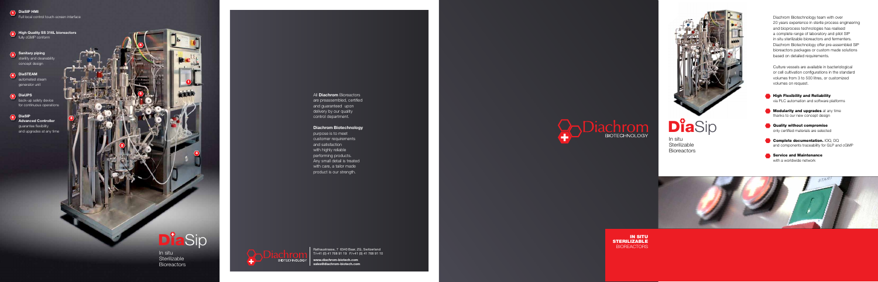1. **DiaSIP HMI**
   Full local control touch-screen interface
2. **High Quality SS 316L bioreactors**
   fully cGMP conform
3. **Sanitary piping**
   sterility and cleanability concept design
4. **DiaSTEAM**
   automated steam generator unit
5. **DiaUPS**
   back-up safety device for continuous operations
6. **DiaSIP Advanced Controller**
   guarantee flexibility and upgrades at any time

# DiaSip

In situ Sterilizable Bioreactors

All **Diachrom** Bioreactors are preassembled, certified and guaranteed upon delivery by our quality control department.

**Diachrom Biotechnology**

purpose is to meet customer requirements and satisfaction with highly reliable performing products. Any small detail is treated with care, a tailor made product is our strength.

Diachrom BIOTECHNOLOGY

Rathausstrasse, 7 6340 Baar, ZG, Switzerland
T/+41 (0) 41 768 91 19 F/+41 (0) 41 768 91 10

**www.diachrom-biotech.com**
**sales@diachrom-biotech.com**

Diachrom BIOTECHNOLOGY

# DiaSip

In situ Sterilizable Bioreactors

Diachrom Biotechnology team with over 20 years experience in sterile process engineering and bioprocess technologies has realised a complete range of laboratory and pilot SIP in situ sterilizable bioreactors and fermenters. Diachrom Biotechnology offer pre-assembled SIP bioreactors packages or custom made solutions based on detailed requirements.

Culture vessels are available in bacteriological or cell cultivation configurations in the standard volumes from 3 to 500 litres, or customized volumes on request.

- **High Flexibility and Reliability** via PLC automation and software platforms
- **Modularity and upgrades** at any time thanks to our new concept design
- **Quality without compromise** only certified materials are selected
- **Complete documentation.** IOQ, DQ and components traceability for GLP and cGMP
- **Service and Maintenance** with a worldwide network

**IN SITU STERILIZABLE** BIOREACTORS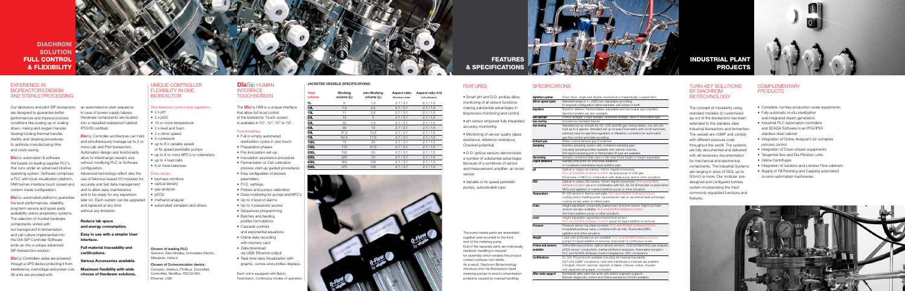# DIACHROM SOLUTION FULL CONTROL & FLEXIBILITY

## EXPERIENCE IN BIOREACTORS DESIGN AND STERILE PROCESSING

Our laboratory and pilot SIP bioreactors are designed to guarantee better performances and improve process conditions like scaling up or scaling down, mixing and oxygen transfer, heating/cooling thermal transfer, sterility and cleaning procedures to optimize manufacturing time and costs saving.

**DiaSip** automation & software Are based on leading supplier PLC's that runs under an advanced intuitive operating system. Software comprises a PLC with local visualization platform, HMI human interface touch screen and custom made configuration.

**DiaSip** automated platforms guarantee the best performances, reliability, long term service and spare parts availability unless proprietary systems. The selection of trusted hardware components united with our background in fermentation and cell culture implemented into the DIA-SIP Controller Software ends up into a unique advanced SIP bioreactors solution.

**DiaSip** Controllers series are powered through a UPS device protecting it from interference, overvoltage and power cuts. All units are provided with an automated re-start sequence in case of power supply failures. Hardware components are located into a classified waterproof cabinet IP55/65 certified.

## UNIQUE CONTROLLER FLEXIBILITY IN ONE BIOREACTOR

Simultaneous control and regulation:

- 2 x pH
- 2 x pO2
- 10 or more temperature
- 2 x level and foam
- 2 x stirrer speed
- 2 x pressure
- up to 8 x variable speed or fix speed peristaltic pumps
- up to 8 or more MFC's or rotameters
- up to 4 load cells
- 8 or more balances

Extra inputs:

- biomass monitors
- optical density
- gas analyzer
- pCO2
- methanol analyzer
- automated samplers and others.

**DiaSip** Controller architecture can hold and simultaneously manage up to 2 or more Lab and Pilot bioreactors. Automation design and functionality allow to interchange vessel's size without modifying PLC or Software configuration.

Advanced technology reflect also the use of field-bus based I/O modules for accurate and fast data management and to allow easy maintenance and to be ready for any expansion later on. Each system can be upgraded and replaced at any time without any limitation.

**Reduce lab space and energy consumption.**

**Easy to use with a simpler User Interface.**

**Full material traceability and certifications.**

**Various Accessories available.**

**Maximum flexibility with wide choose of Hardware solutions.**

## DiaSip HUMAN INTERFACE TOUCHSCREEN

The **DiaSip** HMI is a unique interface that allow full local control of the bioreactor. Touch-screen is available in 10", 12", 15" or 19".

Functionalities:

- Full or empty automated sterilization cycles in one touch
- Preparation phases
- Pre-Inoculation set-up
- Inoculation assistance procedure
- Fermentation or Cell cultivation process start-up guided procedures
- Easy configuration of process parameters,
- P.I.D. settings,
- Probes and pumps calibration
- Dose monitoring for pumps and MFC's
- Up to 4 level of alarms
- Up to 4 password access
- Sequences programming
- Batches and feeding profiles formulations
- Cascade controls and exponential equations
- Online data recording with memory card
- Data download via USB/ Ethernet output
- Real-time data Visualization with graphic, curves and profiles displays.

Each unit is equipped with Batch, Feed-batch, Continuous modes of operation.

**Chosen of leading PLC:**
Siemens, Allen Bradley, Schneiders Electric, Mitsubishi, Delta V.

**Chosen of Communication device:**
Canopen, Interbus, Profibus, DeviceNet, ControlNet, ModBus, RS232/485, Ethernet, USB

### JACKETED VESSELS SPECIFICATIONS:

| Total volume | Working volume (L) | min.Working volume (L) | Aspect ratio (Microbial cultures) | Aspect ratio h/d (Cell cultivation) |
|---|---|---|---|---|
| 7L | 5 | 1,5 | 2.7 / 3.1 | 2.1 / 1.5 |
| 10L | 7,5 | 2,5 | 2.7 / 3.1 | 2.1 / 1.5 |
| 15L | 11 | 3,5 | 2.7 / 3.1 | 2.1 / 1.5 |
| 20L | 15 | 5 | 2.7 / 3.1 | 2.1 / 1.5 |
| 30L | 22 | 7,5 | 2.7 / 3.1 | 2.1 / 1.5 |
| 40L | 30 | 10 | 2.7 / 3.1 | 2.1 / 1.5 |
| 50L | 37,5 | 12,5 | 2.7 / 3.1 | 2.1 / 1.5 |
| 70L | 52,5 | 17,5 | 2.7 / 3.1 | 2.1 / 1.5 |
| 100L | 75 | 25 | 2.7 / 3.1 | 2.1 / 1.5 |
| 150L | 110 | 37,5 | 2.7 / 3.1 | 2.1 / 1.5 |
| 200L | 150 | 50 | 2.7 / 3.1 | 2.1 / 1.5 |
| 300L | 225 | 75 | 2.7 / 3.1 | 2.1 / 1.5 |
| 400L | 300 | 100 | 2.7 / 3.1 | 2.1 / 1.5 |
| 500L | 375 | 125 | 2.7 / 3.1 | 2.1 / 1.5 |

# FEATURES & SPECIFICATIONS

## FEATURES

- Smart pH and D.O. probes allow monitoring of all sensor functions making substantial advantages in bioprocess monitoring and control
- pH sensor empower fully integrated accuracy monitoring
- Monitoring of sensor quality (glass resistance, reference resistance, Checkref potential).
- D.O. optical sensors demonstrate a number of substantial advantages because of a symbiosis of sensor and measurement amplifier- an smart sensor.
- Variable or fix speed peristaltic pumps, autoclavable type.

The pump heads parts are assembled together and mounted to the front end of the metering pump. Even if the separate parts are individually sterilized, handling is required for assembly which renders the product contact surfaces non-sterile. As a result, Diachrom Biotechnology introduce onto his Bioreactors liquid metering pumps to avoid contamination problems caused by manual handling.

## SPECIFICATIONS

| | |
|---|---|
| **Agitation system** | Direct drive, single and double mechanical or magnetically coupled drive |
| **Stirrer speed (rpm)** | Standard range is 1÷2000 rpm adjustable according to required configuration either bacterial, cell culture or both |
| **Impellers** | Rushton, Marine, Pitched blade, adjustable and removable type impellers. Special impellers are also available. |
| **Gas sparger** | Porous sparger, L-type sparger, or annular sparger, fixed or removable type |
| **Gas overlay** | Included as standard feature |
| **Gas mixing** | Standard set-up include Air, O2, CO2 and N2 gas mixing station, our unit can hold up to 8 gasses. Standard set-up include Flowmeters with on/off automatic solenoid valve for gas flow regulation or Massflow controllers for automated gas flow control and data recording |
| **Exhaust gas** | Water cooled exhaust gas Condenser |
| **Sampling** | Sanitary sampling system with contained sampling pipe including sampling bottle available with various volumes. DN ingold sampling port or Retractable R type are available |
| **Harvesting** | Sanitary contained Drain valve or Dip tube Fixed height or Height adjustable |
| **Liquid additions** | Sanitary inlet ports for chemicals additions or contained metered/able liquid addition pipe |
| **pH** | Optical or classic pH sensor, 12mm, Ingold connectors. PLC and SCADA Software Control via acid pump or CO2 gas (Flowmeter or MFC) in combination with alkali pump and/or other actuators. |
| **DO2** | Optical or classic DO sensor, 12mm, Ingold connectors, PLC and SCADA Software Control via or in combination with N2, Air, O2 (Flowmeter or automatic MFC) and agitation or nutrient addition pump or other actuators |
| **Temperature** | Pt-100 sensor in thermo well plate, PLC and SCADA Software Control cooling and/or heating jacket via bioreactor wall or via internal heat exchanger, cooling via tap water or chilled water |
| **Foam** | Height adjustable conductivity based foam and level sensor, High/Low foam sensors are also available. PLC and SCADA Software Control Anti foam addition pump or other actuators. |
| **Level** | Height adjustable capacitative based level sensor. PLC and SCADA Software Control pump for liquid addition or removal |
| **Pressure** | Pressure sensor top plate mounted, PLC and SCADA Software Control modulated pressure valve, combined with air inlet, Flowmeter/MFC, agitation and other actuators |
| **Weight** | Load cells and balances are available. PLC and SCADA Software Control pumps for liquid addition or removal, chemostat or continuous mode. |
| **Probes and sensors available** | Online Biomass probes, optical density sensors, CO2/O2/NH4/SO2 gas analyzer, pCO2 sensor, conductivity, methanol/ethanol analyzers, Automated samplers PLC and SCADA Software Control integrations. OPC compliance |
| **Certifications** | IQ, OQ, PQ protocols available including full material traceability GLP and cGMP compliance. User and maintenance manuals are available in English, French, German, Spanish or Italian. Chinese, Indian, Russian and Japanese language, on request |
| **After sales support** | Worldwide after sales net-work with skilled engineers support. Remote diagnostic control and Online assistance 24/24h available. |

# INDUSTRIAL PLANT PROJECTS

## TURN-KEY SOLUTIONS BY DIACHROM BIOTECHNOLOGY

The concept of modularity using standard modules to customized lay out of the bioreactors has been extended to the stainless steel Industrial bioreactors and fermenters. The vessels are cGMP and comply with different pressure code throughout the world. The systems are fully documented and delivered with all necessary documentation for mechanical and electronical components. The Industrial Systems are ranging in sizes of 500L up to 50cm3 or more. Our modular, pre-designed and configured turnkey system incorporating the most commonly requested functions and features.

## COMPLEMENTARY PRODUCTS

- Complete, turnkey production-scale equipments
- Fully automatic in-situ sterilization and integrated steam generators
- Industrial PLC Automation controllers and SCADA Softwares in an IP55/IP65 stainless steel cabinet
- Integration of Online Analyzer's for complete process control
- Integration of Down-stream equipments
- Tangential flow and Dia-Filtration units
- Online Centrifuges
- Integration of Isolators and Laminar Flow cabinets
- Supply of Fill/Finishing and Capping automated or semi-automated machineries.